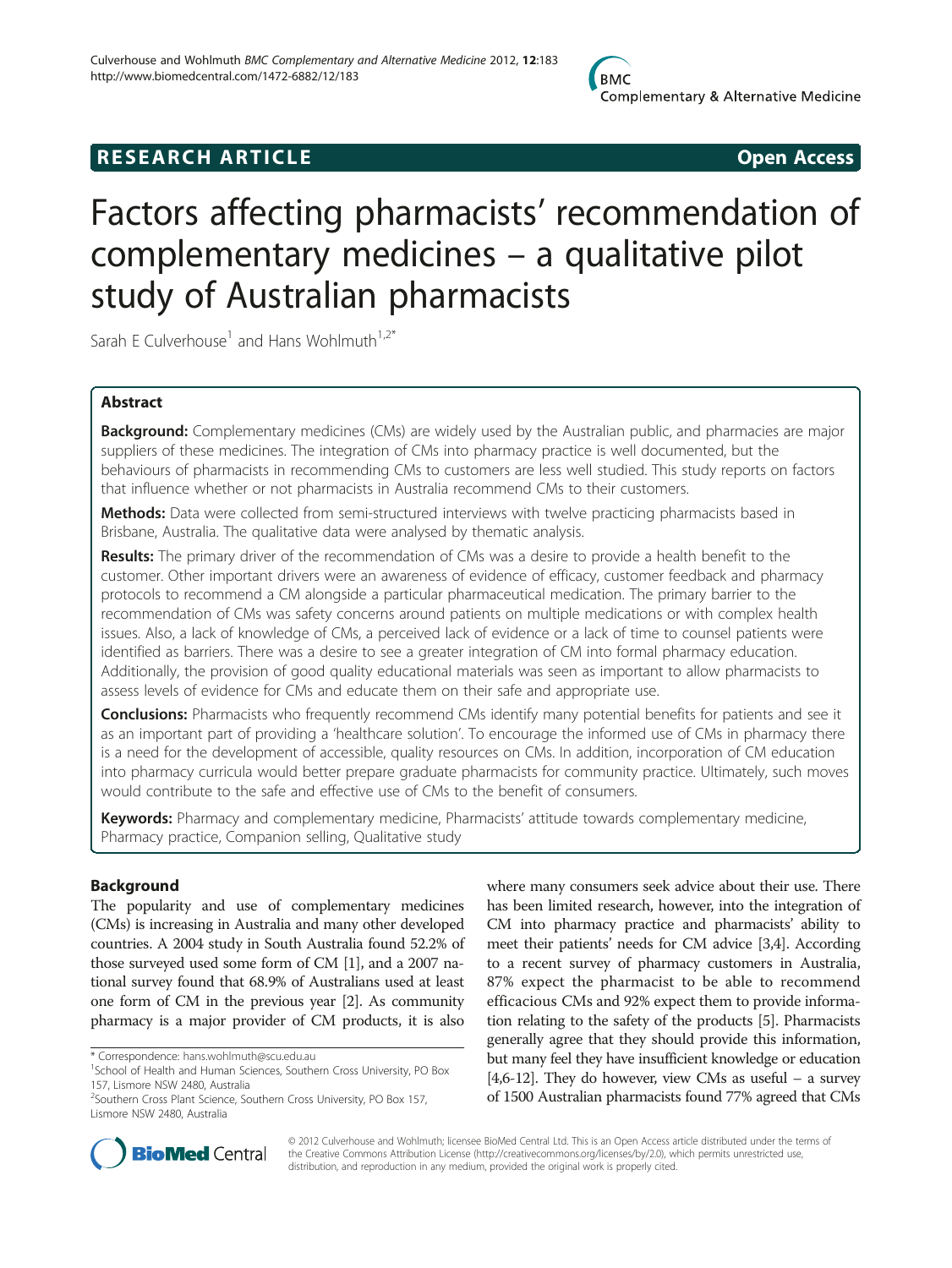## RESEARCH ARTICLE

**Open Access**

# Factors affecting pharmacists' recommendation of complementary medicines – a qualitative pilot study of Australian pharmacists

Sarah E Culverhouse[1] and Hans Wohlmuth[1,2*]

## Abstract

**Background:** Complementary medicines (CMs) are widely used by the Australian public, and pharmacies are major suppliers of these medicines. The integration of CMs into pharmacy practice is well documented, but the behaviours of pharmacists in recommending CMs to customers are less well studied. This study reports on factors that influence whether or not pharmacists in Australia recommend CMs to their customers.

**Methods:** Data were collected from semi-structured interviews with twelve practicing pharmacists based in Brisbane, Australia. The qualitative data were analysed by thematic analysis.

**Results:** The primary driver of the recommendation of CMs was a desire to provide a health benefit to the customer. Other important drivers were an awareness of evidence of efficacy, customer feedback and pharmacy protocols to recommend a CM alongside a particular pharmaceutical medication. The primary barrier to the recommendation of CMs was safety concerns around patients on multiple medications or with complex health issues. Also, a lack of knowledge of CMs, a perceived lack of evidence or a lack of time to counsel patients were identified as barriers. There was a desire to see a greater integration of CM into formal pharmacy education. Additionally, the provision of good quality educational materials was seen as important to allow pharmacists to assess levels of evidence for CMs and educate them on their safe and appropriate use.

**Conclusions:** Pharmacists who frequently recommend CMs identify many potential benefits for patients and see it as an important part of providing a 'healthcare solution'. To encourage the informed use of CMs in pharmacy there is a need for the development of accessible, quality resources on CMs. In addition, incorporation of CM education into pharmacy curricula would better prepare graduate pharmacists for community practice. Ultimately, such moves would contribute to the safe and effective use of CMs to the benefit of consumers.

**Keywords:** Pharmacy and complementary medicine, Pharmacists' attitude towards complementary medicine, Pharmacy practice, Companion selling, Qualitative study

## Background

The popularity and use of complementary medicines (CMs) is increasing in Australia and many other developed countries. A 2004 study in South Australia found 52.2% of those surveyed used some form of CM [1], and a 2007 national survey found that 68.9% of Australians used at least one form of CM in the previous year [2]. As community pharmacy is a major provider of CM products, it is also where many consumers seek advice about their use. There has been limited research, however, into the integration of CM into pharmacy practice and pharmacists' ability to meet their patients' needs for CM advice [3,4]. According to a recent survey of pharmacy customers in Australia, 87% expect the pharmacist to be able to recommend efficacious CMs and 92% expect them to provide information relating to the safety of the products [5]. Pharmacists generally agree that they should provide this information, but many feel they have insufficient knowledge or education [4,6-12]. They do however, view CMs as useful – a survey of 1500 Australian pharmacists found 77% agreed that CMs

\* Correspondence: hans.wohlmuth@scu.edu.au

[1]School of Health and Human Sciences, Southern Cross University, PO Box 157, Lismore NSW 2480, Australia

[2]Southern Cross Plant Science, Southern Cross University, PO Box 157, Lismore NSW 2480, Australia

© 2012 Culverhouse and Wohlmuth; licensee BioMed Central Ltd. This is an Open Access article distributed under the terms of the Creative Commons Attribution License (http://creativecommons.org/licenses/by/2.0), which permits unrestricted use, distribution, and reproduction in any medium, provided the original work is properly cited.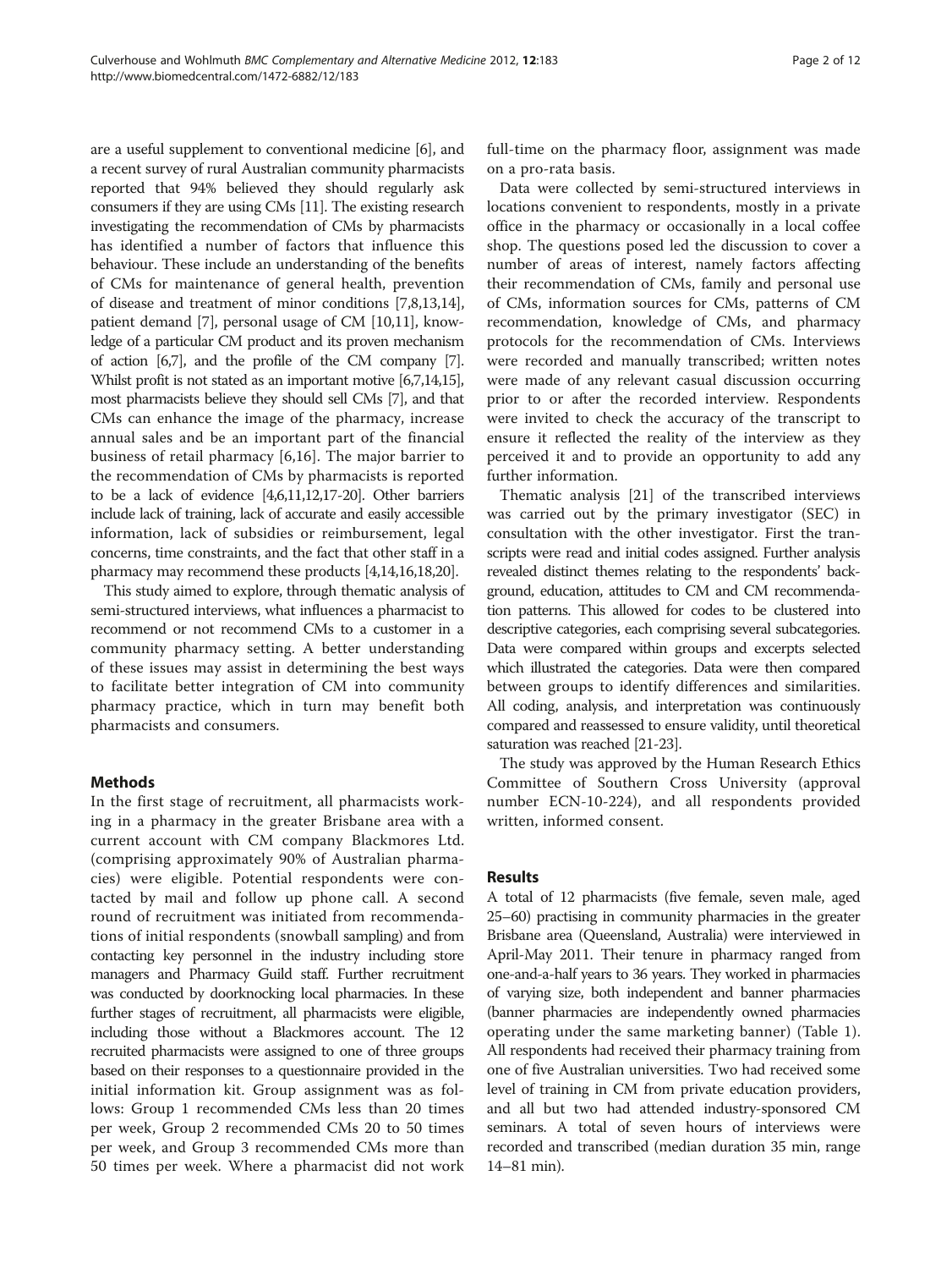are a useful supplement to conventional medicine [6], and a recent survey of rural Australian community pharmacists reported that 94% believed they should regularly ask consumers if they are using CMs [11]. The existing research investigating the recommendation of CMs by pharmacists has identified a number of factors that influence this behaviour. These include an understanding of the benefits of CMs for maintenance of general health, prevention of disease and treatment of minor conditions [7,8,13,14], patient demand [7], personal usage of CM [10,11], knowledge of a particular CM product and its proven mechanism of action [6,7], and the profile of the CM company [7]. Whilst profit is not stated as an important motive [6,7,14,15], most pharmacists believe they should sell CMs [7], and that CMs can enhance the image of the pharmacy, increase annual sales and be an important part of the financial business of retail pharmacy [6,16]. The major barrier to the recommendation of CMs by pharmacists is reported to be a lack of evidence [4,6,11,12,17-20]. Other barriers include lack of training, lack of accurate and easily accessible information, lack of subsidies or reimbursement, legal concerns, time constraints, and the fact that other staff in a pharmacy may recommend these products [4,14,16,18,20].

This study aimed to explore, through thematic analysis of semi-structured interviews, what influences a pharmacist to recommend or not recommend CMs to a customer in a community pharmacy setting. A better understanding of these issues may assist in determining the best ways to facilitate better integration of CM into community pharmacy practice, which in turn may benefit both pharmacists and consumers.

## Methods

In the first stage of recruitment, all pharmacists working in a pharmacy in the greater Brisbane area with a current account with CM company Blackmores Ltd. (comprising approximately 90% of Australian pharmacies) were eligible. Potential respondents were contacted by mail and follow up phone call. A second round of recruitment was initiated from recommendations of initial respondents (snowball sampling) and from contacting key personnel in the industry including store managers and Pharmacy Guild staff. Further recruitment was conducted by doorknocking local pharmacies. In these further stages of recruitment, all pharmacists were eligible, including those without a Blackmores account. The 12 recruited pharmacists were assigned to one of three groups based on their responses to a questionnaire provided in the initial information kit. Group assignment was as follows: Group 1 recommended CMs less than 20 times per week, Group 2 recommended CMs 20 to 50 times per week, and Group 3 recommended CMs more than 50 times per week. Where a pharmacist did not work full-time on the pharmacy floor, assignment was made on a pro-rata basis.

Data were collected by semi-structured interviews in locations convenient to respondents, mostly in a private office in the pharmacy or occasionally in a local coffee shop. The questions posed led the discussion to cover a number of areas of interest, namely factors affecting their recommendation of CMs, family and personal use of CMs, information sources for CMs, patterns of CM recommendation, knowledge of CMs, and pharmacy protocols for the recommendation of CMs. Interviews were recorded and manually transcribed; written notes were made of any relevant casual discussion occurring prior to or after the recorded interview. Respondents were invited to check the accuracy of the transcript to ensure it reflected the reality of the interview as they perceived it and to provide an opportunity to add any further information.

Thematic analysis [21] of the transcribed interviews was carried out by the primary investigator (SEC) in consultation with the other investigator. First the transcripts were read and initial codes assigned. Further analysis revealed distinct themes relating to the respondents' background, education, attitudes to CM and CM recommendation patterns. This allowed for codes to be clustered into descriptive categories, each comprising several subcategories. Data were compared within groups and excerpts selected which illustrated the categories. Data were then compared between groups to identify differences and similarities. All coding, analysis, and interpretation was continuously compared and reassessed to ensure validity, until theoretical saturation was reached [21-23].

The study was approved by the Human Research Ethics Committee of Southern Cross University (approval number ECN-10-224), and all respondents provided written, informed consent.

## Results

A total of 12 pharmacists (five female, seven male, aged 25–60) practising in community pharmacies in the greater Brisbane area (Queensland, Australia) were interviewed in April-May 2011. Their tenure in pharmacy ranged from one-and-a-half years to 36 years. They worked in pharmacies of varying size, both independent and banner pharmacies (banner pharmacies are independently owned pharmacies operating under the same marketing banner) (Table 1). All respondents had received their pharmacy training from one of five Australian universities. Two had received some level of training in CM from private education providers, and all but two had attended industry-sponsored CM seminars. A total of seven hours of interviews were recorded and transcribed (median duration 35 min, range 14–81 min).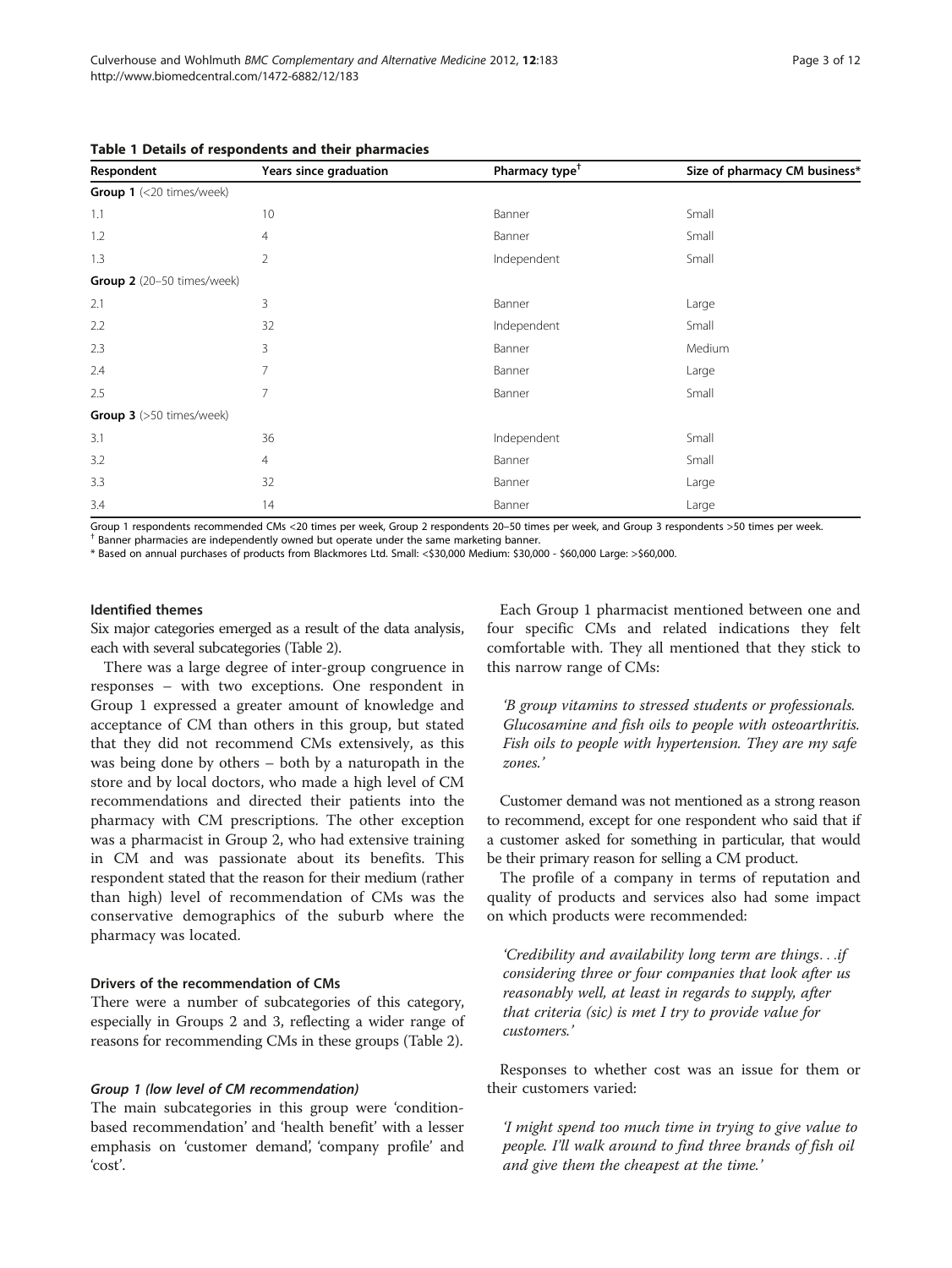**Table 1 Details of respondents and their pharmacies**

| Respondent | Years since graduation | Pharmacy type[†] | Size of pharmacy CM business* |
|---|---|---|---|
| **Group 1** (<20 times/week) | | | |
| 1.1 | 10 | Banner | Small |
| 1.2 | 4 | Banner | Small |
| 1.3 | 2 | Independent | Small |
| **Group 2** (20–50 times/week) | | | |
| 2.1 | 3 | Banner | Large |
| 2.2 | 32 | Independent | Small |
| 2.3 | 3 | Banner | Medium |
| 2.4 | 7 | Banner | Large |
| 2.5 | 7 | Banner | Small |
| **Group 3** (>50 times/week) | | | |
| 3.1 | 36 | Independent | Small |
| 3.2 | 4 | Banner | Small |
| 3.3 | 32 | Banner | Large |
| 3.4 | 14 | Banner | Large |

Group 1 respondents recommended CMs <20 times per week, Group 2 respondents 20–50 times per week, and Group 3 respondents >50 times per week.

[†] Banner pharmacies are independently owned but operate under the same marketing banner.

\* Based on annual purchases of products from Blackmores Ltd. Small: <\$30,000 Medium: \$30,000 - \$60,000 Large: >\$60,000.

### Identified themes

Six major categories emerged as a result of the data analysis, each with several subcategories (Table 2).

There was a large degree of inter-group congruence in responses – with two exceptions. One respondent in Group 1 expressed a greater amount of knowledge and acceptance of CM than others in this group, but stated that they did not recommend CMs extensively, as this was being done by others – both by a naturopath in the store and by local doctors, who made a high level of CM recommendations and directed their patients into the pharmacy with CM prescriptions. The other exception was a pharmacist in Group 2, who had extensive training in CM and was passionate about its benefits. This respondent stated that the reason for their medium (rather than high) level of recommendation of CMs was the conservative demographics of the suburb where the pharmacy was located.

### Drivers of the recommendation of CMs

There were a number of subcategories of this category, especially in Groups 2 and 3, reflecting a wider range of reasons for recommending CMs in these groups (Table 2).

#### *Group 1 (low level of CM recommendation)*

The main subcategories in this group were 'condition-based recommendation' and 'health benefit' with a lesser emphasis on 'customer demand', 'company profile' and 'cost'.

Each Group 1 pharmacist mentioned between one and four specific CMs and related indications they felt comfortable with. They all mentioned that they stick to this narrow range of CMs:

> *'B group vitamins to stressed students or professionals. Glucosamine and fish oils to people with osteoarthritis. Fish oils to people with hypertension. They are my safe zones.'*

Customer demand was not mentioned as a strong reason to recommend, except for one respondent who said that if a customer asked for something in particular, that would be their primary reason for selling a CM product.

The profile of a company in terms of reputation and quality of products and services also had some impact on which products were recommended:

> *'Credibility and availability long term are things. . .if considering three or four companies that look after us reasonably well, at least in regards to supply, after that criteria (sic) is met I try to provide value for customers.'*

Responses to whether cost was an issue for them or their customers varied:

> *'I might spend too much time in trying to give value to people. I'll walk around to find three brands of fish oil and give them the cheapest at the time.'*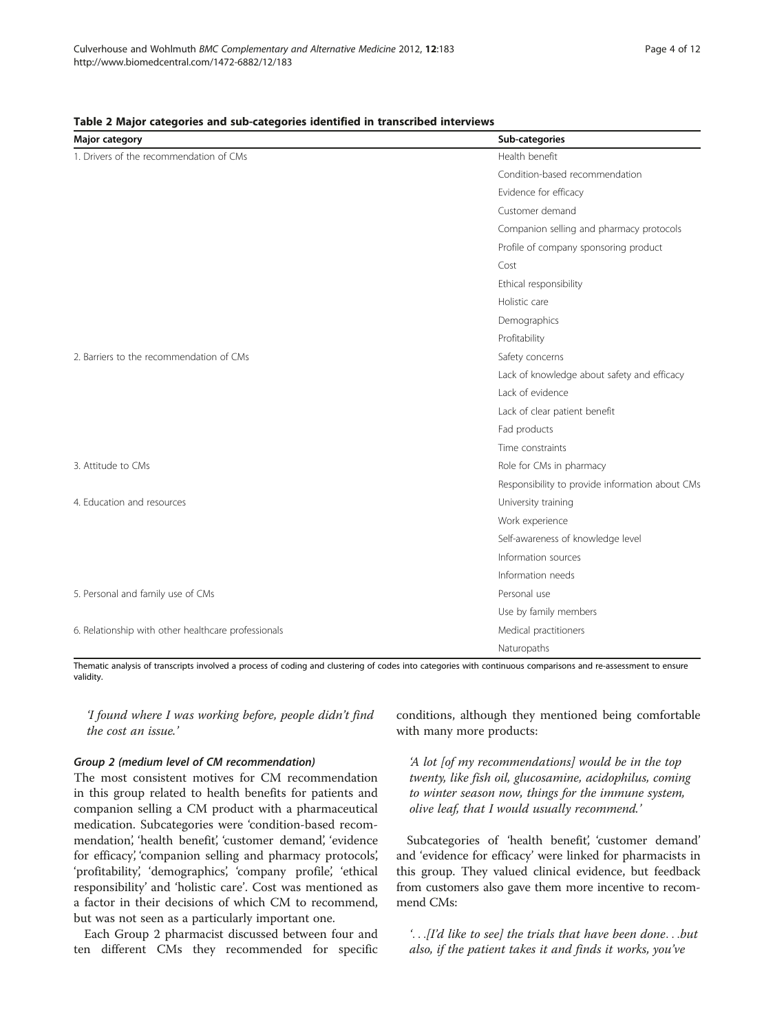**Table 2 Major categories and sub-categories identified in transcribed interviews**

| Major category | Sub-categories |
|---|---|
| 1. Drivers of the recommendation of CMs | Health benefit |
| | Condition-based recommendation |
| | Evidence for efficacy |
| | Customer demand |
| | Companion selling and pharmacy protocols |
| | Profile of company sponsoring product |
| | Cost |
| | Ethical responsibility |
| | Holistic care |
| | Demographics |
| | Profitability |
| 2. Barriers to the recommendation of CMs | Safety concerns |
| | Lack of knowledge about safety and efficacy |
| | Lack of evidence |
| | Lack of clear patient benefit |
| | Fad products |
| | Time constraints |
| 3. Attitude to CMs | Role for CMs in pharmacy |
| | Responsibility to provide information about CMs |
| 4. Education and resources | University training |
| | Work experience |
| | Self-awareness of knowledge level |
| | Information sources |
| | Information needs |
| 5. Personal and family use of CMs | Personal use |
| | Use by family members |
| 6. Relationship with other healthcare professionals | Medical practitioners |
| | Naturopaths |

Thematic analysis of transcripts involved a process of coding and clustering of codes into categories with continuous comparisons and re-assessment to ensure validity.

*'I found where I was working before, people didn't find the cost an issue.'*

#### Group 2 (medium level of CM recommendation)

The most consistent motives for CM recommendation in this group related to health benefits for patients and companion selling a CM product with a pharmaceutical medication. Subcategories were 'condition-based recommendation', 'health benefit', 'customer demand', 'evidence for efficacy', 'companion selling and pharmacy protocols', 'profitability', 'demographics', 'company profile', 'ethical responsibility' and 'holistic care'. Cost was mentioned as a factor in their decisions of which CM to recommend, but was not seen as a particularly important one.

Each Group 2 pharmacist discussed between four and ten different CMs they recommended for specific conditions, although they mentioned being comfortable with many more products:

*'A lot [of my recommendations] would be in the top twenty, like fish oil, glucosamine, acidophilus, coming to winter season now, things for the immune system, olive leaf, that I would usually recommend.'*

Subcategories of 'health benefit', 'customer demand' and 'evidence for efficacy' were linked for pharmacists in this group. They valued clinical evidence, but feedback from customers also gave them more incentive to recommend CMs:

*'...[I'd like to see] the trials that have been done...but also, if the patient takes it and finds it works, you've*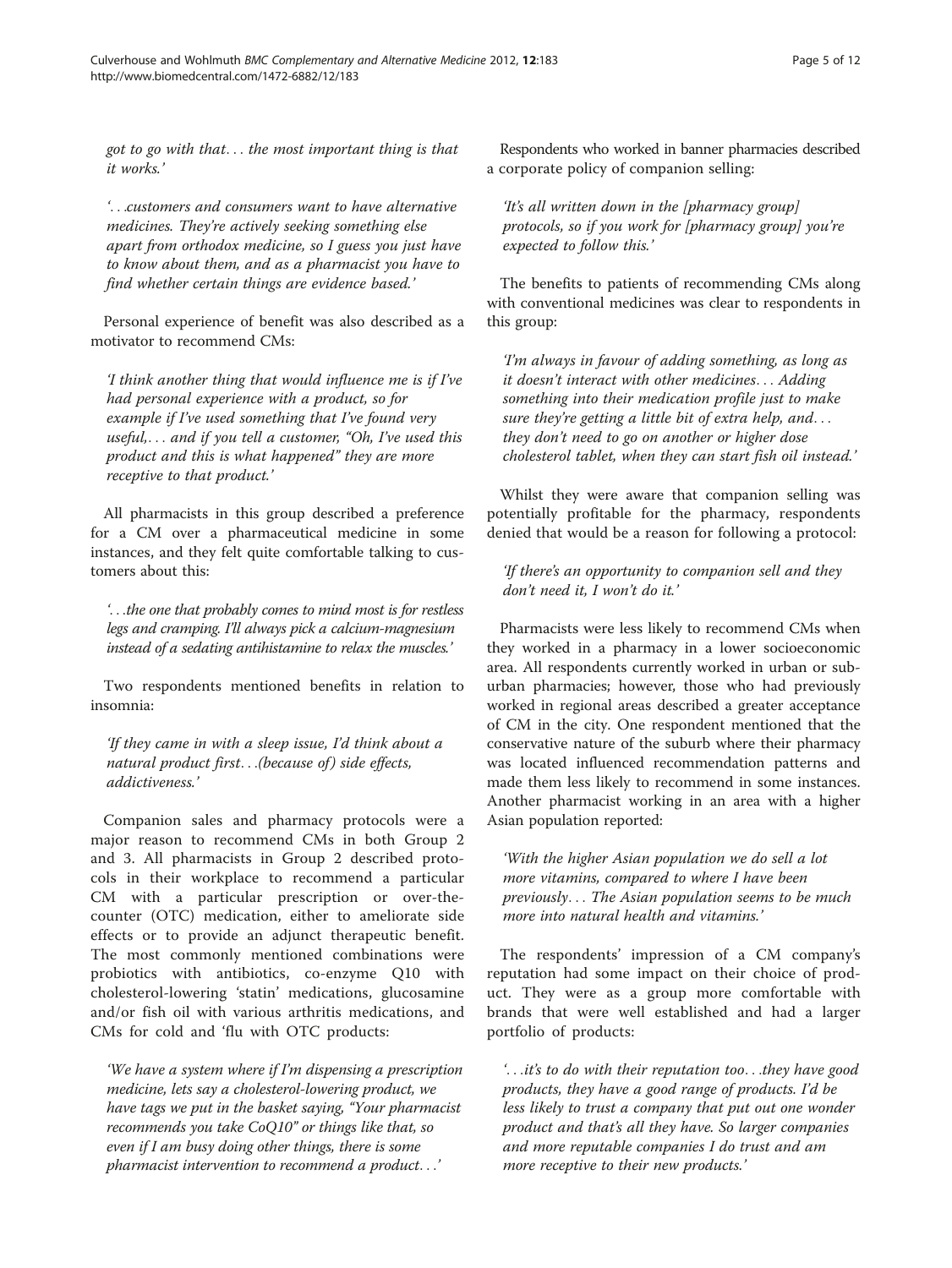*got to go with that… the most important thing is that it works.'*

*'…customers and consumers want to have alternative medicines. They're actively seeking something else apart from orthodox medicine, so I guess you just have to know about them, and as a pharmacist you have to find whether certain things are evidence based.'*

Personal experience of benefit was also described as a motivator to recommend CMs:

*'I think another thing that would influence me is if I've had personal experience with a product, so for example if I've used something that I've found very useful,… and if you tell a customer, "Oh, I've used this product and this is what happened" they are more receptive to that product.'*

All pharmacists in this group described a preference for a CM over a pharmaceutical medicine in some instances, and they felt quite comfortable talking to customers about this:

*'…the one that probably comes to mind most is for restless legs and cramping. I'll always pick a calcium-magnesium instead of a sedating antihistamine to relax the muscles.'*

Two respondents mentioned benefits in relation to insomnia:

*'If they came in with a sleep issue, I'd think about a natural product first…(because of) side effects, addictiveness.'*

Companion sales and pharmacy protocols were a major reason to recommend CMs in both Group 2 and 3. All pharmacists in Group 2 described protocols in their workplace to recommend a particular CM with a particular prescription or over-the-counter (OTC) medication, either to ameliorate side effects or to provide an adjunct therapeutic benefit. The most commonly mentioned combinations were probiotics with antibiotics, co-enzyme Q10 with cholesterol-lowering 'statin' medications, glucosamine and/or fish oil with various arthritis medications, and CMs for cold and 'flu with OTC products:

*'We have a system where if I'm dispensing a prescription medicine, lets say a cholesterol-lowering product, we have tags we put in the basket saying, "Your pharmacist recommends you take CoQ10" or things like that, so even if I am busy doing other things, there is some pharmacist intervention to recommend a product…'*

Respondents who worked in banner pharmacies described a corporate policy of companion selling:

*'It's all written down in the [pharmacy group] protocols, so if you work for [pharmacy group] you're expected to follow this.'*

The benefits to patients of recommending CMs along with conventional medicines was clear to respondents in this group:

*'I'm always in favour of adding something, as long as it doesn't interact with other medicines… Adding something into their medication profile just to make sure they're getting a little bit of extra help, and… they don't need to go on another or higher dose cholesterol tablet, when they can start fish oil instead.'*

Whilst they were aware that companion selling was potentially profitable for the pharmacy, respondents denied that would be a reason for following a protocol:

*'If there's an opportunity to companion sell and they don't need it, I won't do it.'*

Pharmacists were less likely to recommend CMs when they worked in a pharmacy in a lower socioeconomic area. All respondents currently worked in urban or suburban pharmacies; however, those who had previously worked in regional areas described a greater acceptance of CM in the city. One respondent mentioned that the conservative nature of the suburb where their pharmacy was located influenced recommendation patterns and made them less likely to recommend in some instances. Another pharmacist working in an area with a higher Asian population reported:

*'With the higher Asian population we do sell a lot more vitamins, compared to where I have been previously… The Asian population seems to be much more into natural health and vitamins.'*

The respondents' impression of a CM company's reputation had some impact on their choice of product. They were as a group more comfortable with brands that were well established and had a larger portfolio of products:

*'…it's to do with their reputation too…they have good products, they have a good range of products. I'd be less likely to trust a company that put out one wonder product and that's all they have. So larger companies and more reputable companies I do trust and am more receptive to their new products.'*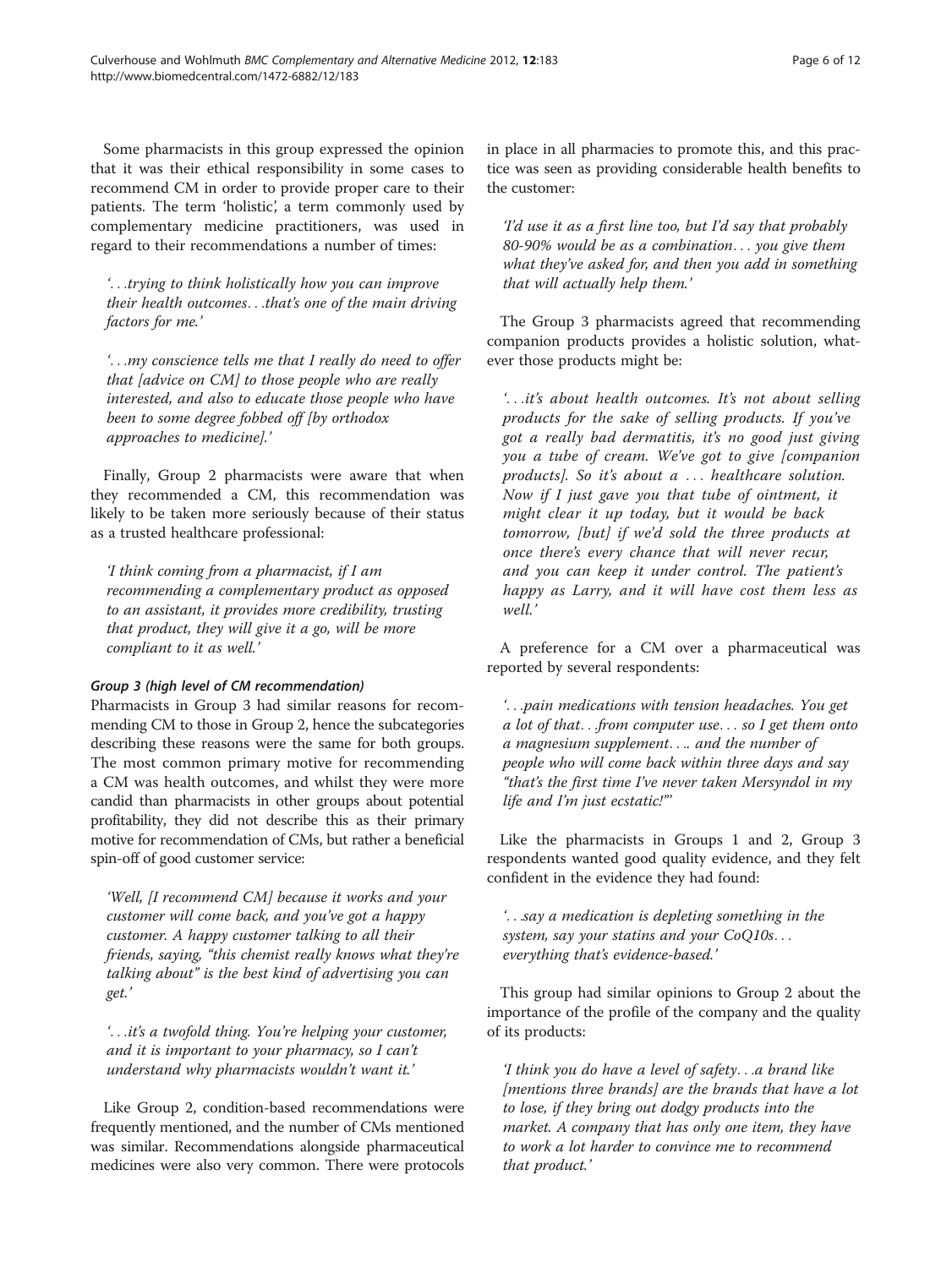Some pharmacists in this group expressed the opinion that it was their ethical responsibility in some cases to recommend CM in order to provide proper care to their patients. The term 'holistic', a term commonly used by complementary medicine practitioners, was used in regard to their recommendations a number of times:

> *'. . .trying to think holistically how you can improve their health outcomes. . .that's one of the main driving factors for me.'*

> *'. . .my conscience tells me that I really do need to offer that [advice on CM] to those people who are really interested, and also to educate those people who have been to some degree fobbed off [by orthodox approaches to medicine].'*

Finally, Group 2 pharmacists were aware that when they recommended a CM, this recommendation was likely to be taken more seriously because of their status as a trusted healthcare professional:

> *'I think coming from a pharmacist, if I am recommending a complementary product as opposed to an assistant, it provides more credibility, trusting that product, they will give it a go, will be more compliant to it as well.'*

#### Group 3 (high level of CM recommendation)

Pharmacists in Group 3 had similar reasons for recommending CM to those in Group 2, hence the subcategories describing these reasons were the same for both groups. The most common primary motive for recommending a CM was health outcomes, and whilst they were more candid than pharmacists in other groups about potential profitability, they did not describe this as their primary motive for recommendation of CMs, but rather a beneficial spin-off of good customer service:

> *'Well, [I recommend CM] because it works and your customer will come back, and you've got a happy customer. A happy customer talking to all their friends, saying, "this chemist really knows what they're talking about" is the best kind of advertising you can get.'*

> *'. . .it's a twofold thing. You're helping your customer, and it is important to your pharmacy, so I can't understand why pharmacists wouldn't want it.'*

Like Group 2, condition-based recommendations were frequently mentioned, and the number of CMs mentioned was similar. Recommendations alongside pharmaceutical medicines were also very common. There were protocols in place in all pharmacies to promote this, and this practice was seen as providing considerable health benefits to the customer:

> *'I'd use it as a first line too, but I'd say that probably 80-90% would be as a combination. . . you give them what they've asked for, and then you add in something that will actually help them.'*

The Group 3 pharmacists agreed that recommending companion products provides a holistic solution, whatever those products might be:

> *'. . .it's about health outcomes. It's not about selling products for the sake of selling products. If you've got a really bad dermatitis, it's no good just giving you a tube of cream. We've got to give [companion products]. So it's about a . . . healthcare solution. Now if I just gave you that tube of ointment, it might clear it up today, but it would be back tomorrow, [but] if we'd sold the three products at once there's every chance that will never recur, and you can keep it under control. The patient's happy as Larry, and it will have cost them less as well.'*

A preference for a CM over a pharmaceutical was reported by several respondents:

> *'. . .pain medications with tension headaches. You get a lot of that. . .from computer use. . . so I get them onto a magnesium supplement. . .. and the number of people who will come back within three days and say "that's the first time I've never taken Mersyndol in my life and I'm just ecstatic!"'*

Like the pharmacists in Groups 1 and 2, Group 3 respondents wanted good quality evidence, and they felt confident in the evidence they had found:

> *'. . .say a medication is depleting something in the system, say your statins and your CoQ10s. . . everything that's evidence-based.'*

This group had similar opinions to Group 2 about the importance of the profile of the company and the quality of its products:

> *'I think you do have a level of safety. . .a brand like [mentions three brands] are the brands that have a lot to lose, if they bring out dodgy products into the market. A company that has only one item, they have to work a lot harder to convince me to recommend that product.'*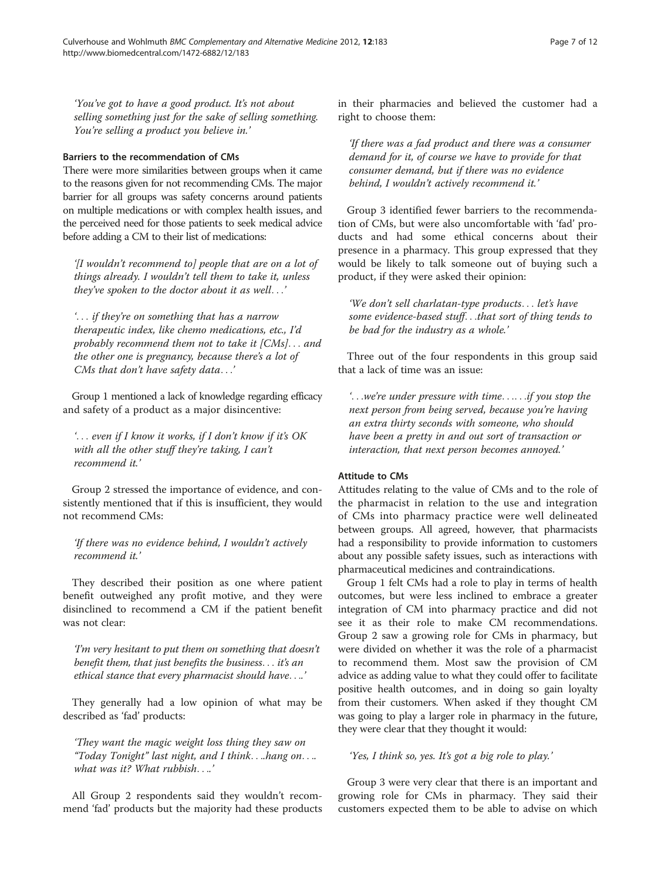*'You've got to have a good product. It's not about selling something just for the sake of selling something. You're selling a product you believe in.'*

### Barriers to the recommendation of CMs

There were more similarities between groups when it came to the reasons given for not recommending CMs. The major barrier for all groups was safety concerns around patients on multiple medications or with complex health issues, and the perceived need for those patients to seek medical advice before adding a CM to their list of medications:

*'[I wouldn't recommend to] people that are on a lot of things already. I wouldn't tell them to take it, unless they've spoken to the doctor about it as well…'*

*'… if they're on something that has a narrow therapeutic index, like chemo medications, etc., I'd probably recommend them not to take it [CMs]… and the other one is pregnancy, because there's a lot of CMs that don't have safety data…'*

Group 1 mentioned a lack of knowledge regarding efficacy and safety of a product as a major disincentive:

*'… even if I know it works, if I don't know if it's OK with all the other stuff they're taking, I can't recommend it.'*

Group 2 stressed the importance of evidence, and consistently mentioned that if this is insufficient, they would not recommend CMs:

*'If there was no evidence behind, I wouldn't actively recommend it.'*

They described their position as one where patient benefit outweighed any profit motive, and they were disinclined to recommend a CM if the patient benefit was not clear:

*'I'm very hesitant to put them on something that doesn't benefit them, that just benefits the business… it's an ethical stance that every pharmacist should have….'*

They generally had a low opinion of what may be described as 'fad' products:

*'They want the magic weight loss thing they saw on "Today Tonight" last night, and I think….hang on…. what was it? What rubbish….'*

All Group 2 respondents said they wouldn't recommend 'fad' products but the majority had these products in their pharmacies and believed the customer had a right to choose them:

*'If there was a fad product and there was a consumer demand for it, of course we have to provide for that consumer demand, but if there was no evidence behind, I wouldn't actively recommend it.'*

Group 3 identified fewer barriers to the recommendation of CMs, but were also uncomfortable with 'fad' products and had some ethical concerns about their presence in a pharmacy. This group expressed that they would be likely to talk someone out of buying such a product, if they were asked their opinion:

*'We don't sell charlatan-type products… let's have some evidence-based stuff…that sort of thing tends to be bad for the industry as a whole.'*

Three out of the four respondents in this group said that a lack of time was an issue:

*'…we're under pressure with time……if you stop the next person from being served, because you're having an extra thirty seconds with someone, who should have been a pretty in and out sort of transaction or interaction, that next person becomes annoyed.'*

### Attitude to CMs

Attitudes relating to the value of CMs and to the role of the pharmacist in relation to the use and integration of CMs into pharmacy practice were well delineated between groups. All agreed, however, that pharmacists had a responsibility to provide information to customers about any possible safety issues, such as interactions with pharmaceutical medicines and contraindications.

Group 1 felt CMs had a role to play in terms of health outcomes, but were less inclined to embrace a greater integration of CM into pharmacy practice and did not see it as their role to make CM recommendations. Group 2 saw a growing role for CMs in pharmacy, but were divided on whether it was the role of a pharmacist to recommend them. Most saw the provision of CM advice as adding value to what they could offer to facilitate positive health outcomes, and in doing so gain loyalty from their customers. When asked if they thought CM was going to play a larger role in pharmacy in the future, they were clear that they thought it would:

*'Yes, I think so, yes. It's got a big role to play.'*

Group 3 were very clear that there is an important and growing role for CMs in pharmacy. They said their customers expected them to be able to advise on which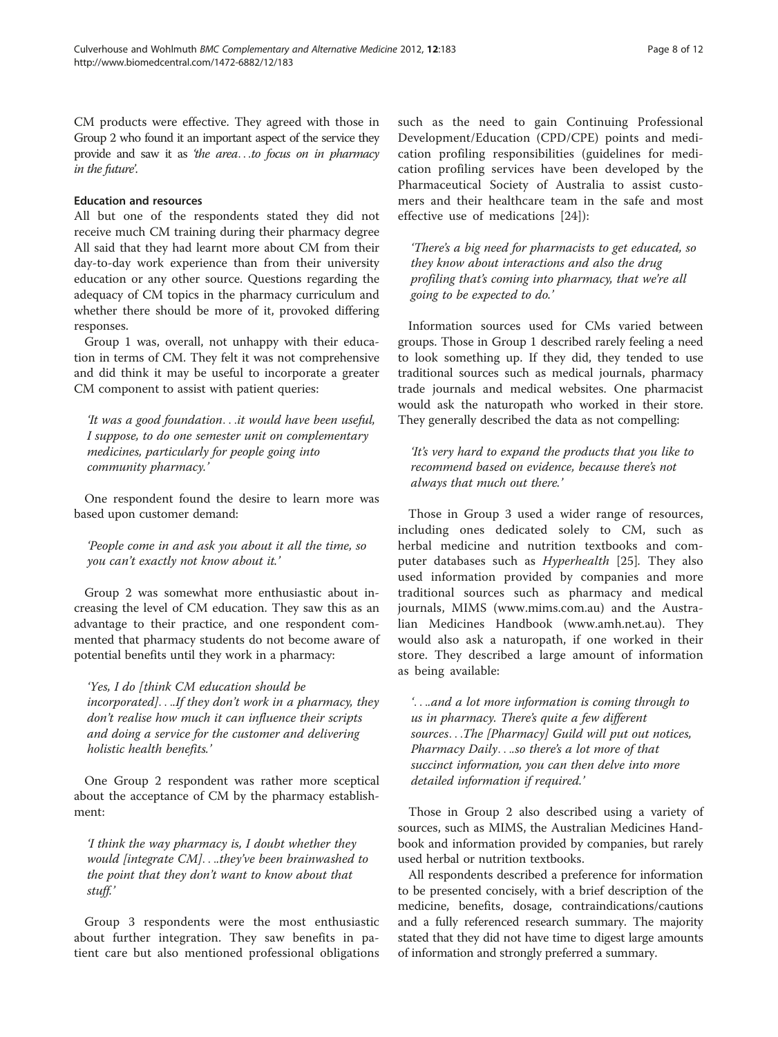CM products were effective. They agreed with those in Group 2 who found it an important aspect of the service they provide and saw it as *'the area…to focus on in pharmacy in the future'*.

### Education and resources

All but one of the respondents stated they did not receive much CM training during their pharmacy degree All said that they had learnt more about CM from their day-to-day work experience than from their university education or any other source. Questions regarding the adequacy of CM topics in the pharmacy curriculum and whether there should be more of it, provoked differing responses.

Group 1 was, overall, not unhappy with their education in terms of CM. They felt it was not comprehensive and did think it may be useful to incorporate a greater CM component to assist with patient queries:

> *'It was a good foundation…it would have been useful, I suppose, to do one semester unit on complementary medicines, particularly for people going into community pharmacy.'*

One respondent found the desire to learn more was based upon customer demand:

> *'People come in and ask you about it all the time, so you can't exactly not know about it.'*

Group 2 was somewhat more enthusiastic about increasing the level of CM education. They saw this as an advantage to their practice, and one respondent commented that pharmacy students do not become aware of potential benefits until they work in a pharmacy:

> *'Yes, I do [think CM education should be incorporated]….If they don't work in a pharmacy, they don't realise how much it can influence their scripts and doing a service for the customer and delivering holistic health benefits.'*

One Group 2 respondent was rather more sceptical about the acceptance of CM by the pharmacy establishment:

> *'I think the way pharmacy is, I doubt whether they would [integrate CM]….they've been brainwashed to the point that they don't want to know about that stuff.'*

Group 3 respondents were the most enthusiastic about further integration. They saw benefits in patient care but also mentioned professional obligations such as the need to gain Continuing Professional Development/Education (CPD/CPE) points and medication profiling responsibilities (guidelines for medication profiling services have been developed by the Pharmaceutical Society of Australia to assist customers and their healthcare team in the safe and most effective use of medications [24]):

> *'There's a big need for pharmacists to get educated, so they know about interactions and also the drug profiling that's coming into pharmacy, that we're all going to be expected to do.'*

Information sources used for CMs varied between groups. Those in Group 1 described rarely feeling a need to look something up. If they did, they tended to use traditional sources such as medical journals, pharmacy trade journals and medical websites. One pharmacist would ask the naturopath who worked in their store. They generally described the data as not compelling:

> *'It's very hard to expand the products that you like to recommend based on evidence, because there's not always that much out there.'*

Those in Group 3 used a wider range of resources, including ones dedicated solely to CM, such as herbal medicine and nutrition textbooks and computer databases such as *Hyperhealth* [25]. They also used information provided by companies and more traditional sources such as pharmacy and medical journals, MIMS (www.mims.com.au) and the Australian Medicines Handbook (www.amh.net.au). They would also ask a naturopath, if one worked in their store. They described a large amount of information as being available:

> *'….and a lot more information is coming through to us in pharmacy. There's quite a few different sources…The [Pharmacy] Guild will put out notices, Pharmacy Daily….so there's a lot more of that succinct information, you can then delve into more detailed information if required.'*

Those in Group 2 also described using a variety of sources, such as MIMS, the Australian Medicines Handbook and information provided by companies, but rarely used herbal or nutrition textbooks.

All respondents described a preference for information to be presented concisely, with a brief description of the medicine, benefits, dosage, contraindications/cautions and a fully referenced research summary. The majority stated that they did not have time to digest large amounts of information and strongly preferred a summary.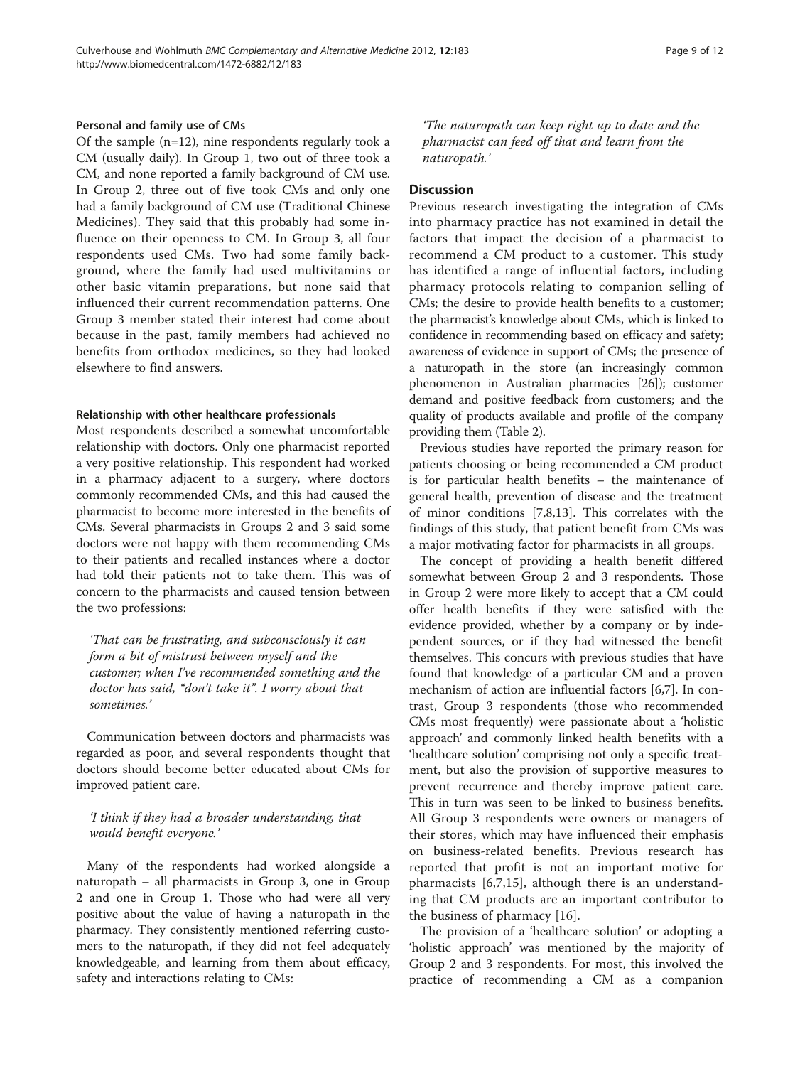#### Personal and family use of CMs

Of the sample (n=12), nine respondents regularly took a CM (usually daily). In Group 1, two out of three took a CM, and none reported a family background of CM use. In Group 2, three out of five took CMs and only one had a family background of CM use (Traditional Chinese Medicines). They said that this probably had some influence on their openness to CM. In Group 3, all four respondents used CMs. Two had some family background, where the family had used multivitamins or other basic vitamin preparations, but none said that influenced their current recommendation patterns. One Group 3 member stated their interest had come about because in the past, family members had achieved no benefits from orthodox medicines, so they had looked elsewhere to find answers.

#### Relationship with other healthcare professionals

Most respondents described a somewhat uncomfortable relationship with doctors. Only one pharmacist reported a very positive relationship. This respondent had worked in a pharmacy adjacent to a surgery, where doctors commonly recommended CMs, and this had caused the pharmacist to become more interested in the benefits of CMs. Several pharmacists in Groups 2 and 3 said some doctors were not happy with them recommending CMs to their patients and recalled instances where a doctor had told their patients not to take them. This was of concern to the pharmacists and caused tension between the two professions:

> *'That can be frustrating, and subconsciously it can form a bit of mistrust between myself and the customer; when I've recommended something and the doctor has said, "don't take it". I worry about that sometimes.'*

Communication between doctors and pharmacists was regarded as poor, and several respondents thought that doctors should become better educated about CMs for improved patient care.

> *'I think if they had a broader understanding, that would benefit everyone.'*

Many of the respondents had worked alongside a naturopath – all pharmacists in Group 3, one in Group 2 and one in Group 1. Those who had were all very positive about the value of having a naturopath in the pharmacy. They consistently mentioned referring customers to the naturopath, if they did not feel adequately knowledgeable, and learning from them about efficacy, safety and interactions relating to CMs:

> *'The naturopath can keep right up to date and the pharmacist can feed off that and learn from the naturopath.'*

### Discussion

Previous research investigating the integration of CMs into pharmacy practice has not examined in detail the factors that impact the decision of a pharmacist to recommend a CM product to a customer. This study has identified a range of influential factors, including pharmacy protocols relating to companion selling of CMs; the desire to provide health benefits to a customer; the pharmacist's knowledge about CMs, which is linked to confidence in recommending based on efficacy and safety; awareness of evidence in support of CMs; the presence of a naturopath in the store (an increasingly common phenomenon in Australian pharmacies [26]); customer demand and positive feedback from customers; and the quality of products available and profile of the company providing them (Table 2).

Previous studies have reported the primary reason for patients choosing or being recommended a CM product is for particular health benefits – the maintenance of general health, prevention of disease and the treatment of minor conditions [7,8,13]. This correlates with the findings of this study, that patient benefit from CMs was a major motivating factor for pharmacists in all groups.

The concept of providing a health benefit differed somewhat between Group 2 and 3 respondents. Those in Group 2 were more likely to accept that a CM could offer health benefits if they were satisfied with the evidence provided, whether by a company or by independent sources, or if they had witnessed the benefit themselves. This concurs with previous studies that have found that knowledge of a particular CM and a proven mechanism of action are influential factors [6,7]. In contrast, Group 3 respondents (those who recommended CMs most frequently) were passionate about a 'holistic approach' and commonly linked health benefits with a 'healthcare solution' comprising not only a specific treatment, but also the provision of supportive measures to prevent recurrence and thereby improve patient care. This in turn was seen to be linked to business benefits. All Group 3 respondents were owners or managers of their stores, which may have influenced their emphasis on business-related benefits. Previous research has reported that profit is not an important motive for pharmacists [6,7,15], although there is an understanding that CM products are an important contributor to the business of pharmacy [16].

The provision of a 'healthcare solution' or adopting a 'holistic approach' was mentioned by the majority of Group 2 and 3 respondents. For most, this involved the practice of recommending a CM as a companion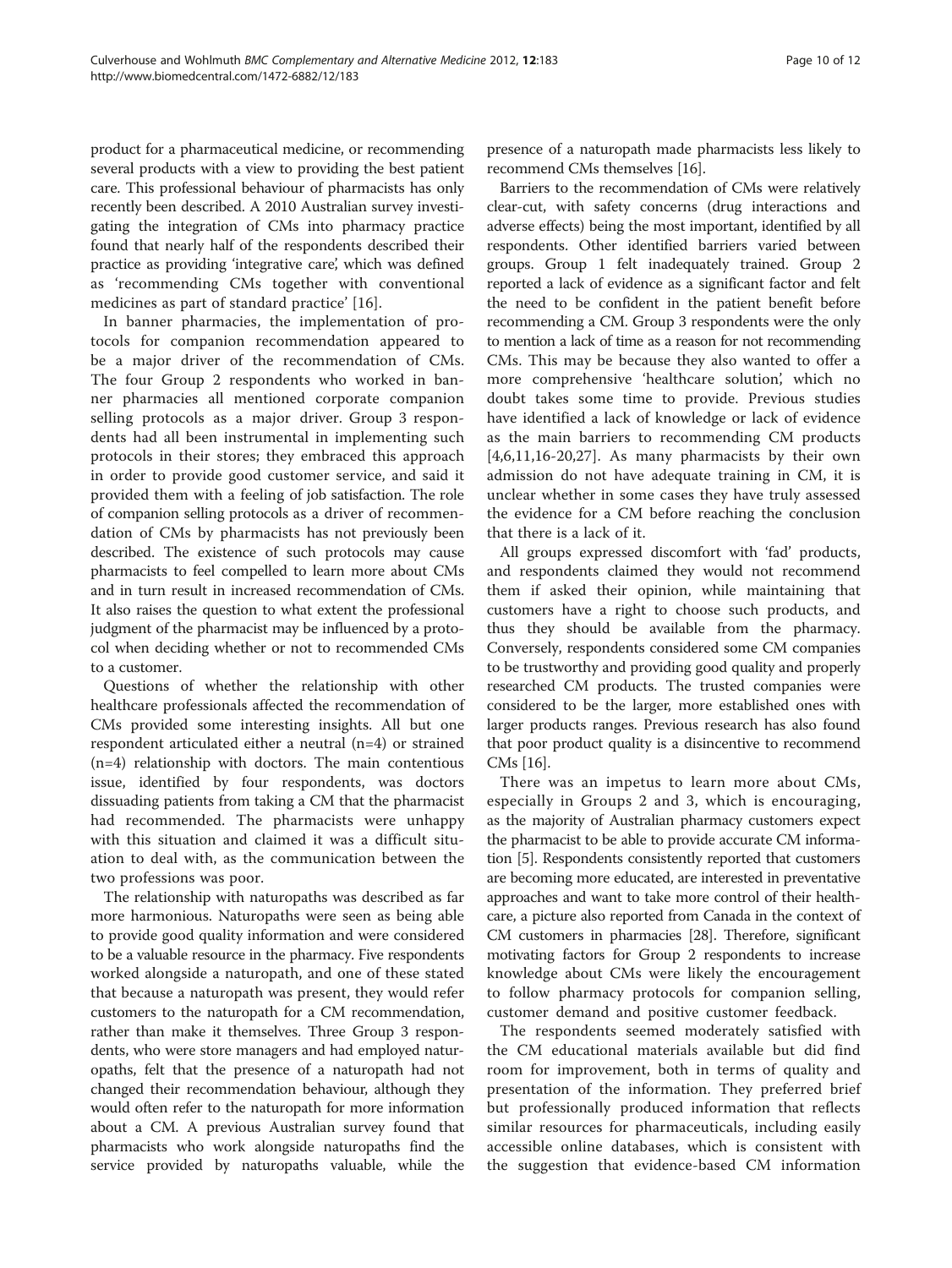product for a pharmaceutical medicine, or recommending several products with a view to providing the best patient care. This professional behaviour of pharmacists has only recently been described. A 2010 Australian survey investigating the integration of CMs into pharmacy practice found that nearly half of the respondents described their practice as providing 'integrative care', which was defined as 'recommending CMs together with conventional medicines as part of standard practice' [16].

In banner pharmacies, the implementation of protocols for companion recommendation appeared to be a major driver of the recommendation of CMs. The four Group 2 respondents who worked in banner pharmacies all mentioned corporate companion selling protocols as a major driver. Group 3 respondents had all been instrumental in implementing such protocols in their stores; they embraced this approach in order to provide good customer service, and said it provided them with a feeling of job satisfaction. The role of companion selling protocols as a driver of recommendation of CMs by pharmacists has not previously been described. The existence of such protocols may cause pharmacists to feel compelled to learn more about CMs and in turn result in increased recommendation of CMs. It also raises the question to what extent the professional judgment of the pharmacist may be influenced by a protocol when deciding whether or not to recommended CMs to a customer.

Questions of whether the relationship with other healthcare professionals affected the recommendation of CMs provided some interesting insights. All but one respondent articulated either a neutral (n=4) or strained (n=4) relationship with doctors. The main contentious issue, identified by four respondents, was doctors dissuading patients from taking a CM that the pharmacist had recommended. The pharmacists were unhappy with this situation and claimed it was a difficult situation to deal with, as the communication between the two professions was poor.

The relationship with naturopaths was described as far more harmonious. Naturopaths were seen as being able to provide good quality information and were considered to be a valuable resource in the pharmacy. Five respondents worked alongside a naturopath, and one of these stated that because a naturopath was present, they would refer customers to the naturopath for a CM recommendation, rather than make it themselves. Three Group 3 respondents, who were store managers and had employed naturopaths, felt that the presence of a naturopath had not changed their recommendation behaviour, although they would often refer to the naturopath for more information about a CM. A previous Australian survey found that pharmacists who work alongside naturopaths find the service provided by naturopaths valuable, while the presence of a naturopath made pharmacists less likely to recommend CMs themselves [16].

Barriers to the recommendation of CMs were relatively clear-cut, with safety concerns (drug interactions and adverse effects) being the most important, identified by all respondents. Other identified barriers varied between groups. Group 1 felt inadequately trained. Group 2 reported a lack of evidence as a significant factor and felt the need to be confident in the patient benefit before recommending a CM. Group 3 respondents were the only to mention a lack of time as a reason for not recommending CMs. This may be because they also wanted to offer a more comprehensive 'healthcare solution', which no doubt takes some time to provide. Previous studies have identified a lack of knowledge or lack of evidence as the main barriers to recommending CM products [4,6,11,16-20,27]. As many pharmacists by their own admission do not have adequate training in CM, it is unclear whether in some cases they have truly assessed the evidence for a CM before reaching the conclusion that there is a lack of it.

All groups expressed discomfort with 'fad' products, and respondents claimed they would not recommend them if asked their opinion, while maintaining that customers have a right to choose such products, and thus they should be available from the pharmacy. Conversely, respondents considered some CM companies to be trustworthy and providing good quality and properly researched CM products. The trusted companies were considered to be the larger, more established ones with larger products ranges. Previous research has also found that poor product quality is a disincentive to recommend CMs [16].

There was an impetus to learn more about CMs, especially in Groups 2 and 3, which is encouraging, as the majority of Australian pharmacy customers expect the pharmacist to be able to provide accurate CM information [5]. Respondents consistently reported that customers are becoming more educated, are interested in preventative approaches and want to take more control of their healthcare, a picture also reported from Canada in the context of CM customers in pharmacies [28]. Therefore, significant motivating factors for Group 2 respondents to increase knowledge about CMs were likely the encouragement to follow pharmacy protocols for companion selling, customer demand and positive customer feedback.

The respondents seemed moderately satisfied with the CM educational materials available but did find room for improvement, both in terms of quality and presentation of the information. They preferred brief but professionally produced information that reflects similar resources for pharmaceuticals, including easily accessible online databases, which is consistent with the suggestion that evidence-based CM information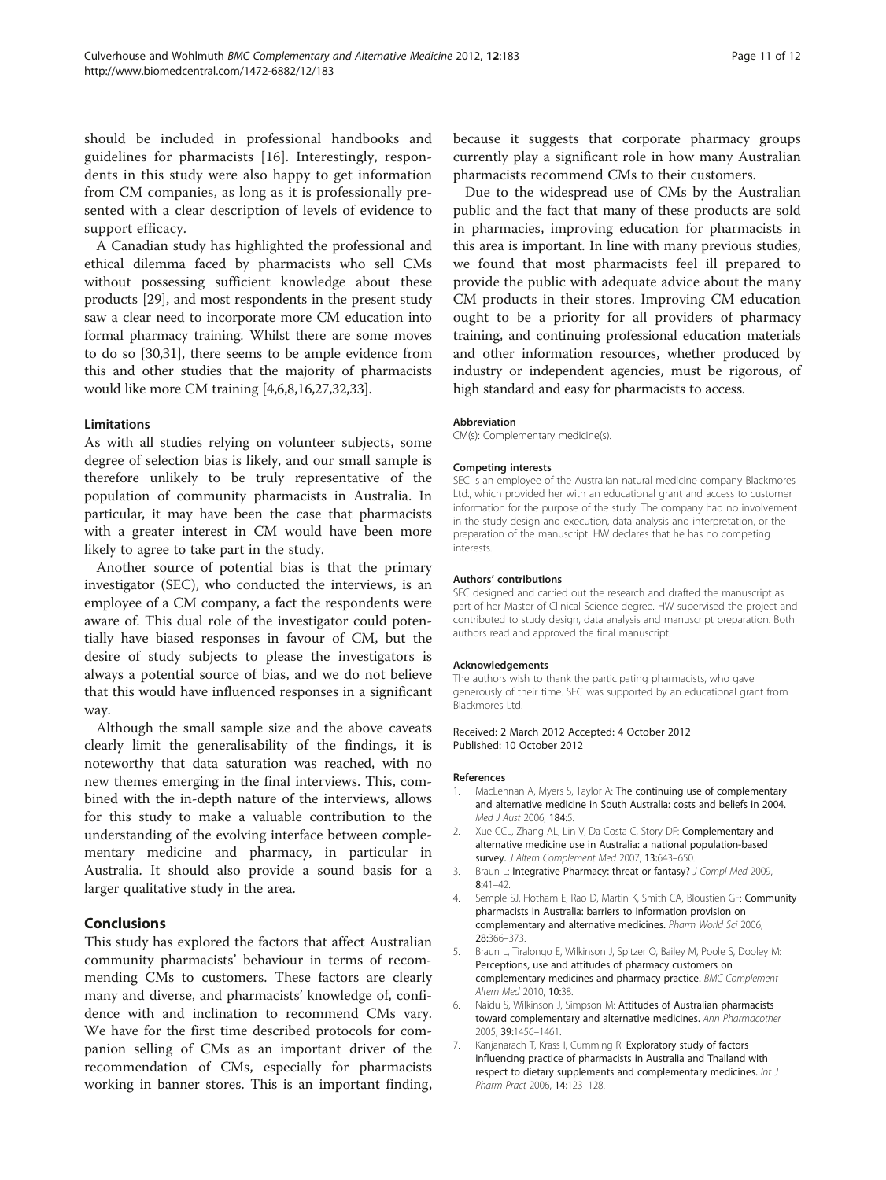should be included in professional handbooks and guidelines for pharmacists [16]. Interestingly, respondents in this study were also happy to get information from CM companies, as long as it is professionally presented with a clear description of levels of evidence to support efficacy.

A Canadian study has highlighted the professional and ethical dilemma faced by pharmacists who sell CMs without possessing sufficient knowledge about these products [29], and most respondents in the present study saw a clear need to incorporate more CM education into formal pharmacy training. Whilst there are some moves to do so [30,31], there seems to be ample evidence from this and other studies that the majority of pharmacists would like more CM training [4,6,8,16,27,32,33].

### Limitations

As with all studies relying on volunteer subjects, some degree of selection bias is likely, and our small sample is therefore unlikely to be truly representative of the population of community pharmacists in Australia. In particular, it may have been the case that pharmacists with a greater interest in CM would have been more likely to agree to take part in the study.

Another source of potential bias is that the primary investigator (SEC), who conducted the interviews, is an employee of a CM company, a fact the respondents were aware of. This dual role of the investigator could potentially have biased responses in favour of CM, but the desire of study subjects to please the investigators is always a potential source of bias, and we do not believe that this would have influenced responses in a significant way.

Although the small sample size and the above caveats clearly limit the generalisability of the findings, it is noteworthy that data saturation was reached, with no new themes emerging in the final interviews. This, combined with the in-depth nature of the interviews, allows for this study to make a valuable contribution to the understanding of the evolving interface between complementary medicine and pharmacy, in particular in Australia. It should also provide a sound basis for a larger qualitative study in the area.

## Conclusions

This study has explored the factors that affect Australian community pharmacists' behaviour in terms of recommending CMs to customers. These factors are clearly many and diverse, and pharmacists' knowledge of, confidence with and inclination to recommend CMs vary. We have for the first time described protocols for companion selling of CMs as an important driver of the recommendation of CMs, especially for pharmacists working in banner stores. This is an important finding, because it suggests that corporate pharmacy groups currently play a significant role in how many Australian pharmacists recommend CMs to their customers.

Due to the widespread use of CMs by the Australian public and the fact that many of these products are sold in pharmacies, improving education for pharmacists in this area is important. In line with many previous studies, we found that most pharmacists feel ill prepared to provide the public with adequate advice about the many CM products in their stores. Improving CM education ought to be a priority for all providers of pharmacy training, and continuing professional education materials and other information resources, whether produced by industry or independent agencies, must be rigorous, of high standard and easy for pharmacists to access.

#### Abbreviation

CM(s): Complementary medicine(s).

#### Competing interests

SEC is an employee of the Australian natural medicine company Blackmores Ltd., which provided her with an educational grant and access to customer information for the purpose of the study. The company had no involvement in the study design and execution, data analysis and interpretation, or the preparation of the manuscript. HW declares that he has no competing interests.

#### Authors' contributions

SEC designed and carried out the research and drafted the manuscript as part of her Master of Clinical Science degree. HW supervised the project and contributed to study design, data analysis and manuscript preparation. Both authors read and approved the final manuscript.

#### Acknowledgements

The authors wish to thank the participating pharmacists, who gave generously of their time. SEC was supported by an educational grant from Blackmores Ltd.

Received: 2 March 2012 Accepted: 4 October 2012
Published: 10 October 2012

#### References

1. MacLennan A, Myers S, Taylor A: **The continuing use of complementary and alternative medicine in South Australia: costs and beliefs in 2004.** *Med J Aust* 2006, **184**:5.
2. Xue CCL, Zhang AL, Lin V, Da Costa C, Story DF: **Complementary and alternative medicine use in Australia: a national population-based survey.** *J Altern Complement Med* 2007, **13**:643–650.
3. Braun L: **Integrative Pharmacy: threat or fantasy?** *J Compl Med* 2009, **8**:41–42.
4. Semple SJ, Hotham E, Rao D, Martin K, Smith CA, Bloustien GF: **Community pharmacists in Australia: barriers to information provision on complementary and alternative medicines.** *Pharm World Sci* 2006, **28**:366–373.
5. Braun L, Tiralongo E, Wilkinson J, Spitzer O, Bailey M, Poole S, Dooley M: **Perceptions, use and attitudes of pharmacy customers on complementary medicines and pharmacy practice.** *BMC Complement Altern Med* 2010, **10**:38.
6. Naidu S, Wilkinson J, Simpson M: **Attitudes of Australian pharmacists toward complementary and alternative medicines.** *Ann Pharmacother* 2005, **39**:1456–1461.
7. Kanjanarach T, Krass I, Cumming R: **Exploratory study of factors influencing practice of pharmacists in Australia and Thailand with respect to dietary supplements and complementary medicines.** *Int J Pharm Pract* 2006, **14**:123–128.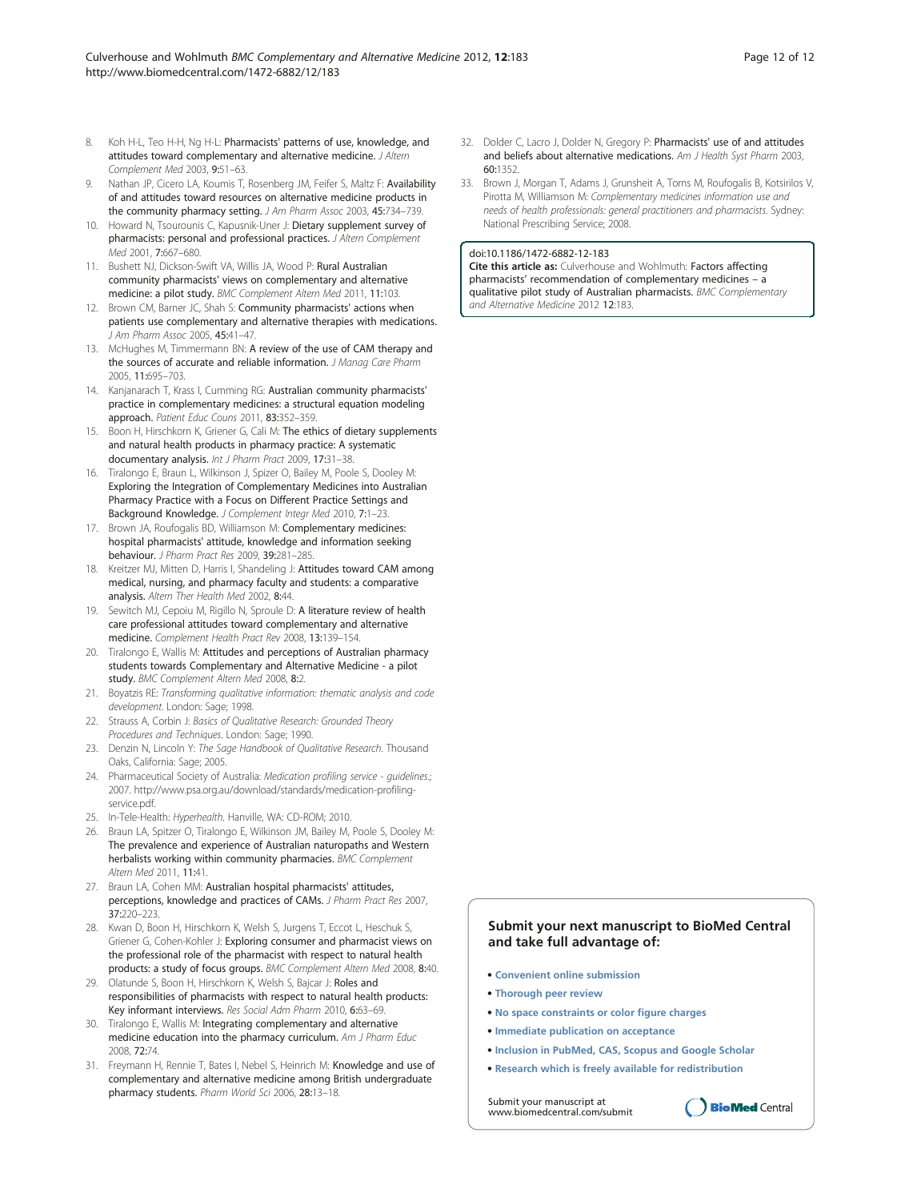8. Koh H-L, Teo H-H, Ng H-L: **Pharmacists' patterns of use, knowledge, and attitudes toward complementary and alternative medicine.** *J Altern Complement Med* 2003, **9:**51–63.
9. Nathan JP, Cicero LA, Koumis T, Rosenberg JM, Feifer S, Maltz F: **Availability of and attitudes toward resources on alternative medicine products in the community pharmacy setting.** *J Am Pharm Assoc* 2003, **45:**734–739.
10. Howard N, Tsourounis C, Kapusnik-Uner J: **Dietary supplement survey of pharmacists: personal and professional practices.** *J Altern Complement Med* 2001, **7:**667–680.
11. Bushett NJ, Dickson-Swift VA, Willis JA, Wood P: **Rural Australian community pharmacists' views on complementary and alternative medicine: a pilot study.** *BMC Complement Altern Med* 2011, **11:**103.
12. Brown CM, Barner JC, Shah S: **Community pharmacists' actions when patients use complementary and alternative therapies with medications.** *J Am Pharm Assoc* 2005, **45:**41–47.
13. McHughes M, Timmermann BN: **A review of the use of CAM therapy and the sources of accurate and reliable information.** *J Manag Care Pharm* 2005, **11:**695–703.
14. Kanjanarach T, Krass I, Cumming RG: **Australian community pharmacists' practice in complementary medicines: a structural equation modeling approach.** *Patient Educ Couns* 2011, **83:**352–359.
15. Boon H, Hirschkorn K, Griener G, Cali M: **The ethics of dietary supplements and natural health products in pharmacy practice: A systematic documentary analysis.** *Int J Pharm Pract* 2009, **17:**31–38.
16. Tiralongo E, Braun L, Wilkinson J, Spizer O, Bailey M, Poole S, Dooley M: **Exploring the Integration of Complementary Medicines into Australian Pharmacy Practice with a Focus on Different Practice Settings and Background Knowledge.** *J Complement Integr Med* 2010, **7:**1–23.
17. Brown JA, Roufogalis BD, Williamson M: **Complementary medicines: hospital pharmacists' attitude, knowledge and information seeking behaviour.** *J Pharm Pract Res* 2009, **39:**281–285.
18. Kreitzer MJ, Mitten D, Harris I, Shandeling J: **Attitudes toward CAM among medical, nursing, and pharmacy faculty and students: a comparative analysis.** *Altern Ther Health Med* 2002, **8:**44.
19. Sewitch MJ, Cepoiu M, Rigillo N, Sproule D: **A literature review of health care professional attitudes toward complementary and alternative medicine.** *Complement Health Pract Rev* 2008, **13:**139–154.
20. Tiralongo E, Wallis M: **Attitudes and perceptions of Australian pharmacy students towards Complementary and Alternative Medicine - a pilot study.** *BMC Complement Altern Med* 2008, **8:**2.
21. Boyatzis RE: *Transforming qualitative information: thematic analysis and code development*. London: Sage; 1998.
22. Strauss A, Corbin J: *Basics of Qualitative Research: Grounded Theory Procedures and Techniques*. London: Sage; 1990.
23. Denzin N, Lincoln Y: *The Sage Handbook of Qualitative Research*. Thousand Oaks, California: Sage; 2005.
24. Pharmaceutical Society of Australia: *Medication profiling service - guidelines.*; 2007. http://www.psa.org.au/download/standards/medication-profiling-service.pdf.
25. In-Tele-Health: *Hyperhealth*. Hanville, WA: CD-ROM; 2010.
26. Braun LA, Spitzer O, Tiralongo E, Wilkinson JM, Bailey M, Poole S, Dooley M: **The prevalence and experience of Australian naturopaths and Western herbalists working within community pharmacies.** *BMC Complement Altern Med* 2011, **11:**41.
27. Braun LA, Cohen MM: **Australian hospital pharmacists' attitudes, perceptions, knowledge and practices of CAMs.** *J Pharm Pract Res* 2007, **37:**220–223.
28. Kwan D, Boon H, Hirschkorn K, Welsh S, Jurgens T, Eccot L, Heschuk S, Griener G, Cohen-Kohler J: **Exploring consumer and pharmacist views on the professional role of the pharmacist with respect to natural health products: a study of focus groups.** *BMC Complement Altern Med* 2008, **8:**40.
29. Olatunde S, Boon H, Hirschkorn K, Welsh S, Bajcar J: **Roles and responsibilities of pharmacists with respect to natural health products: Key informant interviews.** *Res Social Adm Pharm* 2010, **6:**63–69.
30. Tiralongo E, Wallis M: **Integrating complementary and alternative medicine education into the pharmacy curriculum.** *Am J Pharm Educ* 2008, **72:**74.
31. Freymann H, Rennie T, Bates I, Nebel S, Heinrich M: **Knowledge and use of complementary and alternative medicine among British undergraduate pharmacy students.** *Pharm World Sci* 2006, **28:**13–18.
32. Dolder C, Lacro J, Dolder N, Gregory P: **Pharmacists' use of and attitudes and beliefs about alternative medications.** *Am J Health Syst Pharm* 2003, **60:**1352.
33. Brown J, Morgan T, Adams J, Grunsheit A, Toms M, Roufogalis B, Kotsirilos V, Pirotta M, Williamson M: *Complementary medicines information use and needs of health professionals: general practitioners and pharmacists*. Sydney: National Prescribing Service; 2008.

doi:10.1186/1472-6882-12-183
**Cite this article as:** Culverhouse and Wohlmuth: **Factors affecting pharmacists' recommendation of complementary medicines – a qualitative pilot study of Australian pharmacists.** *BMC Complementary and Alternative Medicine* 2012 **12**:183.

**Submit your next manuscript to BioMed Central and take full advantage of:**

- Convenient online submission
- Thorough peer review
- No space constraints or color figure charges
- Immediate publication on acceptance
- Inclusion in PubMed, CAS, Scopus and Google Scholar
- Research which is freely available for redistribution

Submit your manuscript at www.biomedcentral.com/submit

BioMed Central